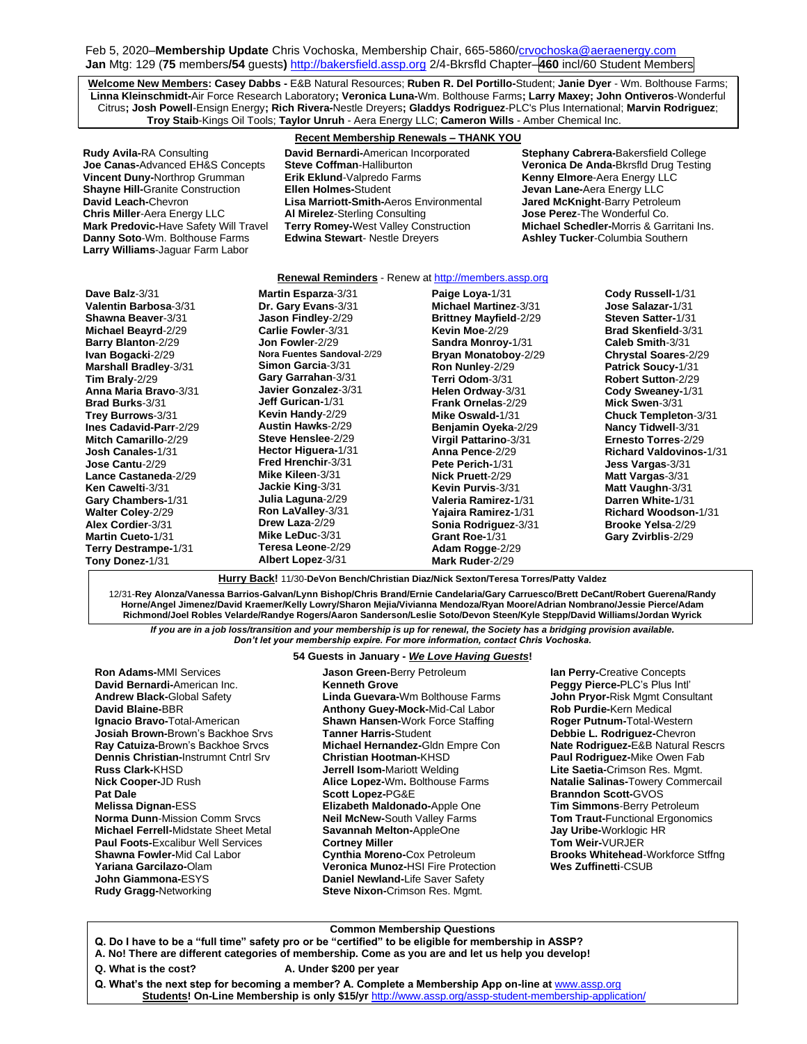Feb 5, 2020–**Membership Update** Chris Vochoska, Membership Chair, 665-5860/crvochoska@aeraenergy.com
**Jan** Mtg: 129 (**75** members**/54** guests**)** http://bakersfield.assp.org 2/4-Bkrsfld Chapter–**460** incl/60 Student Members

**Welcome New Members: Casey Dabbs -** E&B Natural Resources; **Ruben R. Del Portillo-**Student; **Janie Dyer** - Wm. Bolthouse Farms; **Linna Kleinschmidt-**Air Force Research Laboratory**; Veronica Luna-**Wm. Bolthouse Farms**; Larry Maxey; John Ontiveros**-Wonderful Citrus**; Josh Powell**-Ensign Energy**; Rich Rivera-**Nestle Dreyers**; Gladdys Rodriguez**-PLC's Plus International; **Marvin Rodriguez**; **Troy Staib**-Kings Oil Tools; **Taylor Unruh** - Aera Energy LLC; **Cameron Wills** - Amber Chemical Inc.

## Recent Membership Renewals – THANK YOU

**Rudy Avila-**RA Consulting
**Joe Canas-**Advanced EH&S Concepts
**Vincent Duny-**Northrop Grumman
**Shayne Hill-**Granite Construction
**David Leach-**Chevron
**Chris Miller**-Aera Energy LLC
**Mark Predovic-**Have Safety Will Travel
**Danny Soto**-Wm. Bolthouse Farms
**Larry Williams**-Jaguar Farm Labor
**David Bernardi-**American Incorporated
**Steve Coffman**-Halliburton
**Erik Eklund**-Valpredo Farms
**Ellen Holmes-**Student
**Lisa Marriott-Smith-**Aeros Environmental
**Al Mirelez**-Sterling Consulting
**Terry Romey-**West Valley Construction
**Edwina Stewart**- Nestle Dreyers
**Stephany Cabrera-**Bakersfield College
**Veronica De Anda-**Bkrsfld Drug Testing
**Kenny Elmore**-Aera Energy LLC
**Jevan Lane-**Aera Energy LLC
**Jared McKnight**-Barry Petroleum
**Jose Perez**-The Wonderful Co.
**Michael Schedler-**Morris & Garritani Ins.
**Ashley Tucker**-Columbia Southern

## Renewal Reminders - Renew at http://members.assp.org

**Dave Balz**-3/31
**Valentin Barbosa**-3/31
**Shawna Beaver**-3/31
**Michael Beayrd**-2/29
**Barry Blanton**-2/29
**Ivan Bogacki**-2/29
**Marshall Bradley**-3/31
**Tim Braly**-2/29
**Anna Maria Bravo**-3/31
**Brad Burks**-3/31
**Trey Burrows**-3/31
**Ines Cadavid-Parr**-2/29
**Mitch Camarillo**-2/29
**Josh Canales-**1/31
**Jose Cantu**-2/29
**Lance Castaneda**-2/29
**Ken Cawelti**-3/31
**Gary Chambers-**1/31
**Walter Coley**-2/29
**Alex Cordier**-3/31
**Martin Cueto-**1/31
**Terry Destrampe-**1/31
**Tony Donez-**1/31
**Martin Esparza**-3/31
**Dr. Gary Evans**-3/31
**Jason Findley**-2/29
**Carlie Fowler**-3/31
**Jon Fowler**-2/29
**Nora Fuentes Sandoval**-2/29
**Simon Garcia**-3/31
**Gary Garrahan**-3/31
**Javier Gonzalez**-3/31
**Jeff Gurican-**1/31
**Kevin Handy**-2/29
**Austin Hawks**-2/29
**Steve Henslee**-2/29
**Hector Higuera-**1/31
**Fred Hrenchir**-3/31
**Mike Kileen**-3/31
**Jackie King**-3/31
**Julia Laguna**-2/29
**Ron LaValley**-3/31
**Drew Laza**-2/29
**Mike LeDuc**-3/31
**Teresa Leone**-2/29
**Albert Lopez**-3/31
**Paige Loya-**1/31
**Michael Martinez**-3/31
**Brittney Mayfield**-2/29
**Kevin Moe**-2/29
**Sandra Monroy-**1/31
**Bryan Monatoboy**-2/29
**Ron Nunley**-2/29
**Terri Odom**-3/31
**Helen Ordway**-3/31
**Frank Ornelas**-2/29
**Mike Oswald-**1/31
**Benjamin Oyeka**-2/29
**Virgil Pattarino**-3/31
**Anna Pence**-2/29
**Pete Perich-**1/31
**Nick Pruett**-2/29
**Kevin Purvis**-3/31
**Valeria Ramirez-**1/31
**Yajaira Ramirez-**1/31
**Sonia Rodriguez**-3/31
**Grant Roe-**1/31
**Adam Rogge**-2/29
**Mark Ruder**-2/29
**Cody Russell-**1/31
**Jose Salazar-**1/31
**Steven Satter-**1/31
**Brad Skenfield**-3/31
**Caleb Smith**-3/31
**Chrystal Soares**-2/29
**Patrick Soucy-**1/31
**Robert Sutton**-2/29
**Cody Sweaney-**1/31
**Mick Swen**-3/31
**Chuck Templeton**-3/31
**Nancy Tidwell**-3/31
**Ernesto Torres**-2/29
**Richard Valdovinos-**1/31
**Jess Vargas**-3/31
**Matt Vargas**-3/31
**Matt Vaughn**-3/31
**Darren White-**1/31
**Richard Woodson-**1/31
**Brooke Yelsa**-2/29
**Gary Zvirblis**-2/29

**Hurry Back!** 11/30-**DeVon Bench/Christian Diaz/Nick Sexton/Teresa Torres/Patty Valdez**

12/31-**Rey Alonza/Vanessa Barrios-Galvan/Lynn Bishop/Chris Brand/Ernie Candelaria/Gary Carruesco/Brett DeCant/Robert Guerena/Randy Horne/Angel Jimenez/David Kraemer/Kelly Lowry/Sharon Mejia/Vivianna Mendoza/Ryan Moore/Adrian Nombrano/Jessie Pierce/Adam Richmond/Joel Robles Velarde/Randye Rogers/Aaron Sanderson/Leslie Soto/Devon Steen/Kyle Stepp/David Williams/Jordan Wyrick**

***If you are in a job loss/transition and your membership is up for renewal, the Society has a bridging provision available. Don't let your membership expire. For more information, contact Chris Vochoska.***

## 54 Guests in January - *We Love Having Guests*!

**Ron Adams-**MMI Services
**David Bernardi-**American Inc.
**Andrew Black-**Global Safety
**David Blaine-**BBR
**Ignacio Bravo-**Total-American
**Josiah Brown-**Brown's Backhoe Srvs
**Ray Catuiza-**Brown's Backhoe Srvcs
**Dennis Christian-**Instrumnt Cntrl Srv
**Russ Clark-**KHSD
**Nick Cooper-**JD Rush
**Pat Dale**
**Melissa Dignan-**ESS
**Norma Dunn**-Mission Comm Srvcs
**Michael Ferrell-**Midstate Sheet Metal
**Paul Foots-**Excalibur Well Services
**Shawna Fowler-**Mid Cal Labor
**Yariana Garcilazo-**Olam
**John Giammona-**ESYS
**Rudy Gragg-**Networking
**Jason Green-**Berry Petroleum
**Kenneth Grove**
**Linda Guevara-**Wm Bolthouse Farms
**Anthony Guey-Mock-**Mid-Cal Labor
**Shawn Hansen-**Work Force Staffing
**Tanner Harris-**Student
**Michael Hernandez-**Gldn Empre Con
**Christian Hootman-**KHSD
**Jerrell Isom-**Mariott Welding
**Alice Lopez-**Wm**.** Bolthouse Farms
**Scott Lopez-**PG&E
**Elizabeth Maldonado-**Apple One
**Neil McNew-**South Valley Farms
**Savannah Melton-**AppleOne
**Cortney Miller**
**Cynthia Moreno-**Cox Petroleum
**Veronica Munoz-**HSI Fire Protection
**Daniel Newland-**Life Saver Safety
**Steve Nixon-**Crimson Res. Mgmt.
**Ian Perry-**Creative Concepts
**Peggy Pierce-**PLC's Plus Intl'
**John Pryor-**Risk Mgmt Consultant
**Rob Purdie-**Kern Medical
**Roger Putnum-**Total-Western
**Debbie L. Rodriguez-**Chevron
**Nate Rodriguez-**E&B Natural Rescrs
**Paul Rodriguez-**Mike Owen Fab
**Lite Saetia-**Crimson Res. Mgmt.
**Natalie Salinas-**Towery Commercail
**Branndon Scott-**GVOS
**Tim Simmons**-Berry Petroleum
**Tom Traut-**Functional Ergonomics
**Jay Uribe-**Worklogic HR
**Tom Weir-**VURJER
**Brooks Whitehead**-Workforce Stffng
**Wes Zuffinetti**-CSUB

## Common Membership Questions

**Q. Do I have to be a "full time" safety pro or be "certified" to be eligible for membership in ASSP?**
**A. No! There are different categories of membership. Come as you are and let us help you develop!**

**Q. What is the cost?** **A. Under $200 per year**

**Q. What's the next step for becoming a member? A. Complete a Membership App on-line at** www.assp.org
**Students! On-Line Membership is only $15/yr** http://www.assp.org/assp-student-membership-application/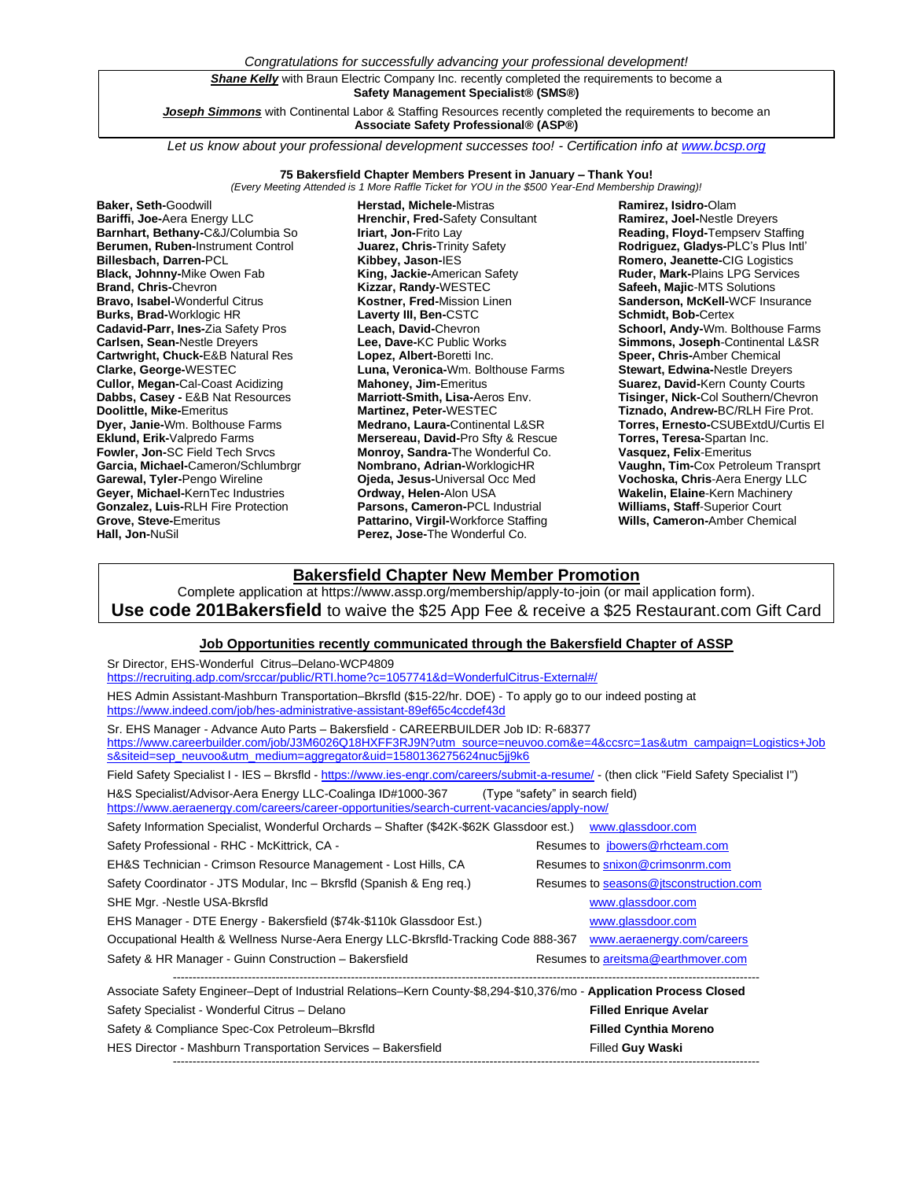*Congratulations for successfully advancing your professional development!*

***Shane Kelly*** with Braun Electric Company Inc. recently completed the requirements to become a **Safety Management Specialist® (SMS®)**

***Joseph Simmons*** with Continental Labor & Staffing Resources recently completed the requirements to become an **Associate Safety Professional® (ASP®)**

*Let us know about your professional development successes too! - Certification info at www.bcsp.org*

**75 Bakersfield Chapter Members Present in January – Thank You!**

*(Every Meeting Attended is 1 More Raffle Ticket for YOU in the $500 Year-End Membership Drawing)!*

**Baker, Seth-**Goodwill
**Bariffi, Joe-**Aera Energy LLC
**Barnhart, Bethany-**C&J/Columbia So
**Berumen, Ruben-**Instrument Control
**Billesbach, Darren-**PCL
**Black, Johnny-**Mike Owen Fab
**Brand, Chris-**Chevron
**Bravo, Isabel-**Wonderful Citrus
**Burks, Brad-**Worklogic HR
**Cadavid-Parr, Ines-**Zia Safety Pros
**Carlsen, Sean-**Nestle Dreyers
**Cartwright, Chuck-**E&B Natural Res
**Clarke, George-**WESTEC
**Cullor, Megan-**Cal-Coast Acidizing
**Dabbs, Casey -** E&B Nat Resources
**Doolittle, Mike-**Emeritus
**Dyer, Janie-**Wm. Bolthouse Farms
**Eklund, Erik-**Valpredo Farms
**Fowler, Jon-**SC Field Tech Srvcs
**Garcia, Michael-**Cameron/Schlumbrgr
**Garewal, Tyler-**Pengo Wireline
**Geyer, Michael-**KernTec Industries
**Gonzalez, Luis-**RLH Fire Protection
**Grove, Steve-**Emeritus
**Hall, Jon-**NuSil
**Herstad, Michele-**Mistras
**Hrenchir, Fred-**Safety Consultant
**Iriart, Jon-**Frito Lay
**Juarez, Chris-**Trinity Safety
**Kibbey, Jason-**IES
**King, Jackie-**American Safety
**Kizzar, Randy-**WESTEC
**Kostner, Fred-**Mission Linen
**Laverty III, Ben-**CSTC
**Leach, David-**Chevron
**Lee, Dave-**KC Public Works
**Lopez, Albert-**Boretti Inc.
**Luna, Veronica-**Wm. Bolthouse Farms
**Mahoney, Jim-**Emeritus
**Marriott-Smith, Lisa-**Aeros Env.
**Martinez, Peter-**WESTEC
**Medrano, Laura-**Continental L&SR
**Mersereau, David-**Pro Sfty & Rescue
**Monroy, Sandra-**The Wonderful Co.
**Nombrano, Adrian-**WorklogicHR
**Ojeda, Jesus-**Universal Occ Med
**Ordway, Helen-**Alon USA
**Parsons, Cameron-**PCL Industrial
**Pattarino, Virgil-**Workforce Staffing
**Perez, Jose-**The Wonderful Co.
**Ramirez, Isidro-**Olam
**Ramirez, Joel-**Nestle Dreyers
**Reading, Floyd-**Tempserv Staffing
**Rodriguez, Gladys-**PLC's Plus Intl'
**Romero, Jeanette-**CIG Logistics
**Ruder, Mark-**Plains LPG Services
**Safeeh, Majic**-MTS Solutions
**Sanderson, McKell-**WCF Insurance
**Schmidt, Bob-**Certex
**Schoorl, Andy-**Wm. Bolthouse Farms
**Simmons, Joseph**-Continental L&SR
**Speer, Chris-**Amber Chemical
**Stewart, Edwina-**Nestle Dreyers
**Suarez, David-**Kern County Courts
**Tisinger, Nick-**Col Southern/Chevron
**Tiznado, Andrew-**BC/RLH Fire Prot.
**Torres, Ernesto-**CSUBExtdU/Curtis El
**Torres, Teresa-**Spartan Inc.
**Vasquez, Felix**-Emeritus
**Vaughn, Tim-**Cox Petroleum Transprt
**Vochoska, Chris**-Aera Energy LLC
**Wakelin, Elaine**-Kern Machinery
**Williams, Staff**-Superior Court
**Wills, Cameron-**Amber Chemical

## Bakersfield Chapter New Member Promotion

Complete application at https://www.assp.org/membership/apply-to-join (or mail application form).

**Use code 201Bakersfield** to waive the $25 App Fee & receive a $25 Restaurant.com Gift Card

## Job Opportunities recently communicated through the Bakersfield Chapter of ASSP

Sr Director, EHS-Wonderful Citrus–Delano-WCP4809
https://recruiting.adp.com/srccar/public/RTI.home?c=1057741&d=WonderfulCitrus-External#/

HES Admin Assistant-Mashburn Transportation–Bksrfld ($15-22/hr. DOE) - To apply go to our indeed posting at https://www.indeed.com/job/hes-administrative-assistant-89ef65c4ccdef43d

Sr. EHS Manager - Advance Auto Parts – Bakersfield - CAREERBUILDER Job ID: R-68377
https://www.careerbuilder.com/job/J3M6026Q18HXFF3RJ9N?utm_source=neuvoo.com&e=4&ccsrc=1as&utm_campaign=Logistics+Jobs&siteid=sep_neuvoo&utm_medium=aggregator&uid=1580136275624nuc5jj9k6

Field Safety Specialist I - IES – Bksrfld - https://www.ies-engr.com/careers/submit-a-resume/ - (then click "Field Safety Specialist I")

H&S Specialist/Advisor-Aera Energy LLC-Coalinga ID#1000-367 (Type "safety" in search field)
https://www.aeraenergy.com/careers/career-opportunities/search-current-vacancies/apply-now/

| | |
|---|---|
| Safety Information Specialist, Wonderful Orchards – Shafter ($42K-$62K Glassdoor est.) | www.glassdoor.com |
| Safety Professional - RHC - McKittrick, CA - | Resumes to jbowers@rhcteam.com |
| EH&S Technician - Crimson Resource Management - Lost Hills, CA | Resumes to snixon@crimsonrm.com |
| Safety Coordinator - JTS Modular, Inc – Bksrfld (Spanish & Eng req.) | Resumes to seasons@jtsconstruction.com |
| SHE Mgr. -Nestle USA-Bksrfld | www.glassdoor.com |
| EHS Manager - DTE Energy - Bakersfield ($74k-$110k Glassdoor Est.) | www.glassdoor.com |
| Occupational Health & Wellness Nurse-Aera Energy LLC-Bksrfld-Tracking Code 888-367 | www.aeraenergy.com/careers |
| Safety & HR Manager - Guinn Construction – Bakersfield | Resumes to areitsma@earthmover.com |

---

Associate Safety Engineer–Dept of Industrial Relations–Kern County-$8,294-$10,376/mo - **Application Process Closed**

| | |
|---|---|
| Safety Specialist - Wonderful Citrus – Delano | **Filled Enrique Avelar** |
| Safety & Compliance Spec-Cox Petroleum–Bksrfld | **Filled Cynthia Moreno** |
| HES Director - Mashburn Transportation Services – Bakersfield | Filled **Guy Waski** |

---